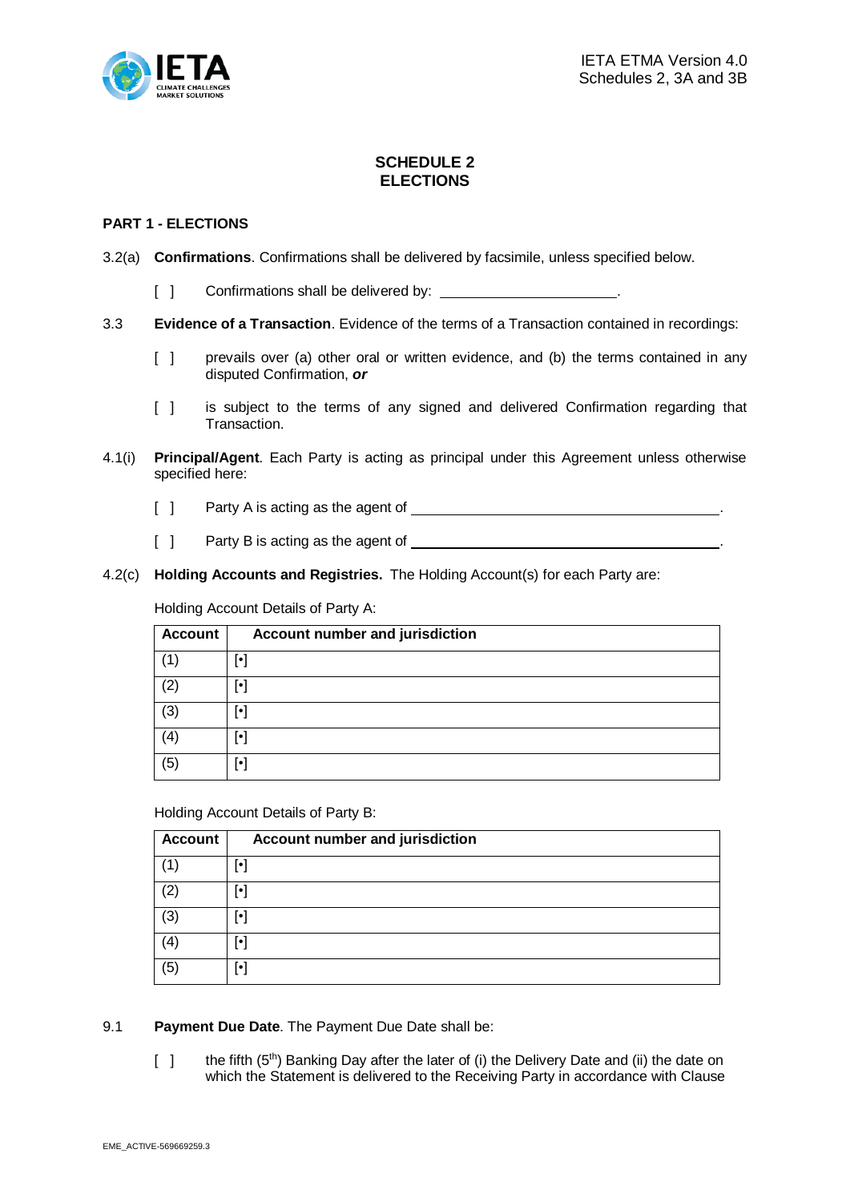# SCHEDULE 2
# ELECTIONS

## PART 1 - ELECTIONS

3.2(a) **Confirmations**. Confirmations shall be delivered by facsimile, unless specified below.

[ ] Confirmations shall be delivered by: ______________________.

3.3 **Evidence of a Transaction**. Evidence of the terms of a Transaction contained in recordings:

[ ] prevails over (a) other oral or written evidence, and (b) the terms contained in any disputed Confirmation, ***or***

[ ] is subject to the terms of any signed and delivered Confirmation regarding that Transaction.

4.1(i) **Principal/Agent**. Each Party is acting as principal under this Agreement unless otherwise specified here:

[ ] Party A is acting as the agent of ______________________________________.

[ ] Party B is acting as the agent of ______________________________________.

4.2(c) **Holding Accounts and Registries.** The Holding Account(s) for each Party are:

Holding Account Details of Party A:

| Account | Account number and jurisdiction |
|---|---|
| (1) | [•] |
| (2) | [•] |
| (3) | [•] |
| (4) | [•] |
| (5) | [•] |

Holding Account Details of Party B:

| Account | Account number and jurisdiction |
|---|---|
| (1) | [•] |
| (2) | [•] |
| (3) | [•] |
| (4) | [•] |
| (5) | [•] |

9.1 **Payment Due Date**. The Payment Due Date shall be:

[ ] the fifth (5th) Banking Day after the later of (i) the Delivery Date and (ii) the date on which the Statement is delivered to the Receiving Party in accordance with Clause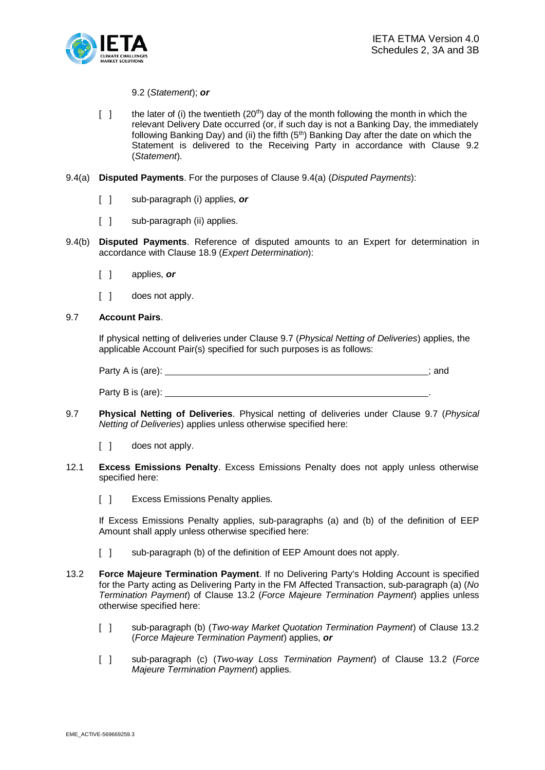9.2 (*Statement*); ***or***

[ ] the later of (i) the twentieth (20th) day of the month following the month in which the relevant Delivery Date occurred (or, if such day is not a Banking Day, the immediately following Banking Day) and (ii) the fifth (5th) Banking Day after the date on which the Statement is delivered to the Receiving Party in accordance with Clause 9.2 (*Statement*).

9.4(a) **Disputed Payments**. For the purposes of Clause 9.4(a) (*Disputed Payments*):

[ ] sub-paragraph (i) applies, ***or***

[ ] sub-paragraph (ii) applies.

9.4(b) **Disputed Payments**. Reference of disputed amounts to an Expert for determination in accordance with Clause 18.9 (*Expert Determination*):

[ ] applies, ***or***

[ ] does not apply.

9.7 **Account Pairs**.

If physical netting of deliveries under Clause 9.7 (*Physical Netting of Deliveries*) applies, the applicable Account Pair(s) specified for such purposes is as follows:

Party A is (are): ______________________________________________________; and

Party B is (are): ______________________________________________________.

9.7 **Physical Netting of Deliveries**. Physical netting of deliveries under Clause 9.7 (*Physical Netting of Deliveries*) applies unless otherwise specified here:

[ ] does not apply.

12.1 **Excess Emissions Penalty**. Excess Emissions Penalty does not apply unless otherwise specified here:

[ ] Excess Emissions Penalty applies.

If Excess Emissions Penalty applies, sub-paragraphs (a) and (b) of the definition of EEP Amount shall apply unless otherwise specified here:

[ ] sub-paragraph (b) of the definition of EEP Amount does not apply.

13.2 **Force Majeure Termination Payment**. If no Delivering Party's Holding Account is specified for the Party acting as Delivering Party in the FM Affected Transaction, sub-paragraph (a) (*No Termination Payment*) of Clause 13.2 (*Force Majeure Termination Payment*) applies unless otherwise specified here:

[ ] sub-paragraph (b) (*Two-way Market Quotation Termination Payment*) of Clause 13.2 (*Force Majeure Termination Payment*) applies, ***or***

[ ] sub-paragraph (c) (*Two-way Loss Termination Payment*) of Clause 13.2 (*Force Majeure Termination Payment*) applies.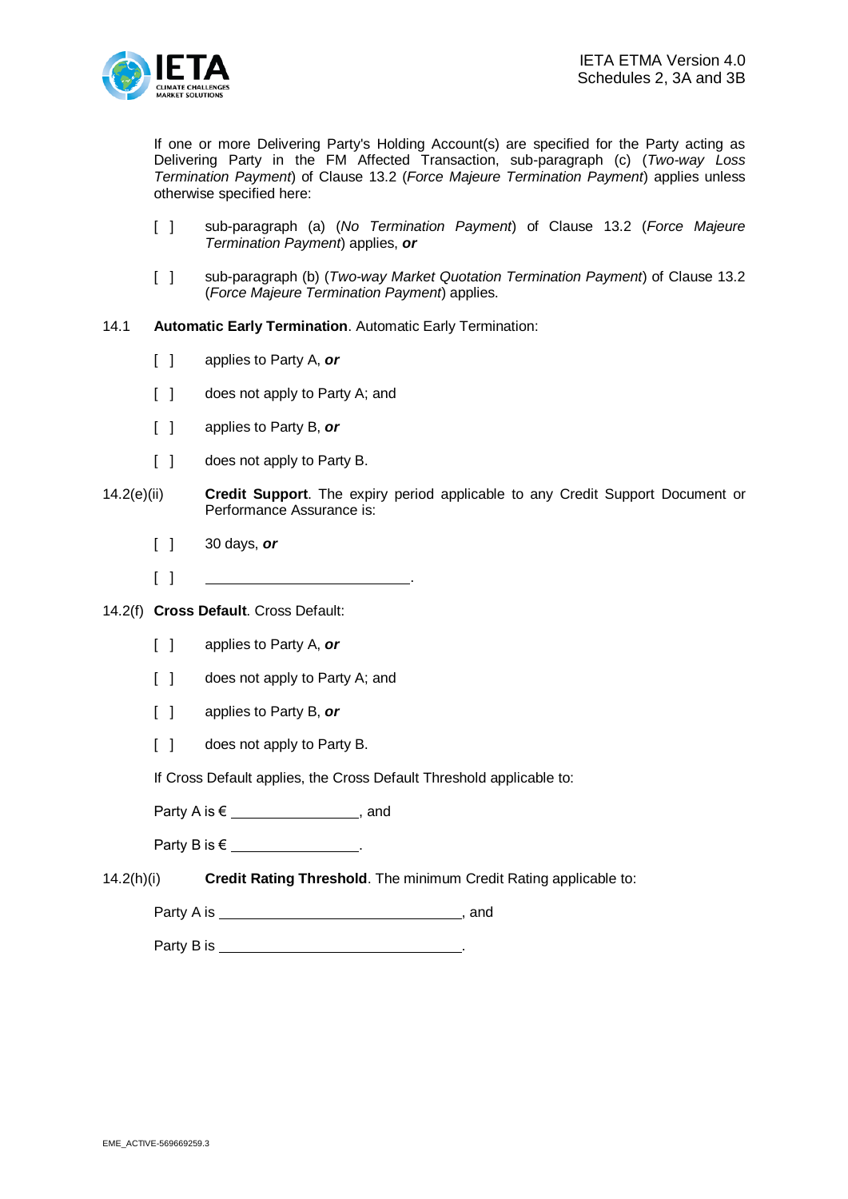If one or more Delivering Party's Holding Account(s) are specified for the Party acting as Delivering Party in the FM Affected Transaction, sub-paragraph (c) (*Two-way Loss Termination Payment*) of Clause 13.2 (*Force Majeure Termination Payment*) applies unless otherwise specified here:

[ ] sub-paragraph (a) (*No Termination Payment*) of Clause 13.2 (*Force Majeure Termination Payment*) applies, ***or***

[ ] sub-paragraph (b) (*Two-way Market Quotation Termination Payment*) of Clause 13.2 (*Force Majeure Termination Payment*) applies.

14.1 **Automatic Early Termination**. Automatic Early Termination:

[ ] applies to Party A, ***or***

[ ] does not apply to Party A; and

[ ] applies to Party B, ***or***

[ ] does not apply to Party B.

14.2(e)(ii) **Credit Support**. The expiry period applicable to any Credit Support Document or Performance Assurance is:

[ ] 30 days, ***or***

[ ] ____________________________.

14.2(f) **Cross Default**. Cross Default:

[ ] applies to Party A, ***or***

[ ] does not apply to Party A; and

[ ] applies to Party B, ***or***

[ ] does not apply to Party B.

If Cross Default applies, the Cross Default Threshold applicable to:

Party A is € __________________, and

Party B is € __________________.

14.2(h)(i) **Credit Rating Threshold**. The minimum Credit Rating applicable to:

Party A is ____________________________________, and

Party B is ____________________________________.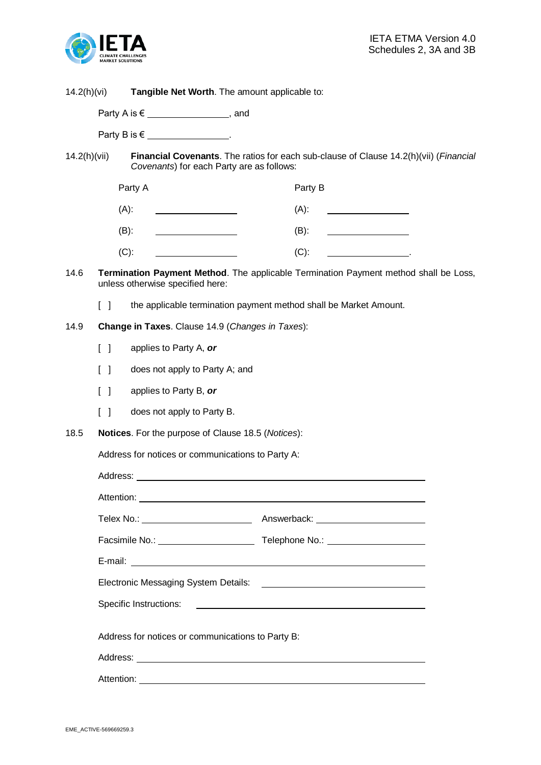14.2(h)(vi) **Tangible Net Worth**. The amount applicable to:

Party A is € _______________, and

Party B is € _______________.

14.2(h)(vii) **Financial Covenants**. The ratios for each sub-clause of Clause 14.2(h)(vii) (*Financial Covenants*) for each Party are as follows:

| Party A | | Party B | |
|---|---|---|---|
| (A): | _______________ | (A): | _______________ |
| (B): | _______________ | (B): | _______________ |
| (C): | _______________ | (C): | _______________. |

14.6 **Termination Payment Method**. The applicable Termination Payment method shall be Loss, unless otherwise specified here:

[ ] the applicable termination payment method shall be Market Amount.

14.9 **Change in Taxes**. Clause 14.9 (*Changes in Taxes*):

[ ] applies to Party A, ***or***

[ ] does not apply to Party A; and

[ ] applies to Party B, ***or***

[ ] does not apply to Party B.

18.5 **Notices**. For the purpose of Clause 18.5 (*Notices*):

Address for notices or communications to Party A:

Address: ______________________________________________

Attention: ______________________________________________

Telex No.: ____________________ Answerback: ____________________

Facsimile No.: __________________ Telephone No.: __________________

E-mail: ______________________________________________

Electronic Messaging System Details: ______________________________

Specific Instructions: ______________________________________

Address for notices or communications to Party B:

Address: ______________________________________________

Attention: ______________________________________________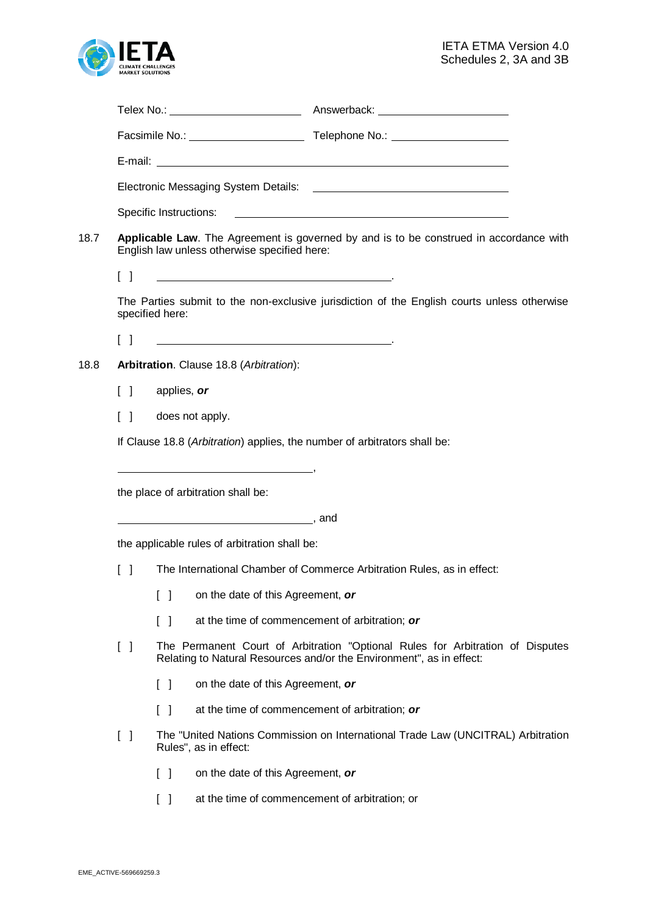Telex No.: ______________________ Answerback: ______________________

Facsimile No.: ____________________ Telephone No.: ____________________

E-mail: ____________________________________________________________

Electronic Messaging System Details: ________________________________

Specific Instructions: ______________________________________________

18.7 **Applicable Law**. The Agreement is governed by and is to be construed in accordance with English law unless otherwise specified here:

[ ] ________________________________________.

The Parties submit to the non-exclusive jurisdiction of the English courts unless otherwise specified here:

[ ] ________________________________________.

18.8 **Arbitration**. Clause 18.8 (*Arbitration*):

[ ] applies, ***or***

[ ] does not apply.

If Clause 18.8 (*Arbitration*) applies, the number of arbitrators shall be:

__________________________________,

the place of arbitration shall be:

__________________________________, and

the applicable rules of arbitration shall be:

[ ] The International Chamber of Commerce Arbitration Rules, as in effect:

- [ ] on the date of this Agreement, ***or***
- [ ] at the time of commencement of arbitration; ***or***

[ ] The Permanent Court of Arbitration "Optional Rules for Arbitration of Disputes Relating to Natural Resources and/or the Environment", as in effect:

- [ ] on the date of this Agreement, ***or***
- [ ] at the time of commencement of arbitration; ***or***

[ ] The "United Nations Commission on International Trade Law (UNCITRAL) Arbitration Rules", as in effect:

- [ ] on the date of this Agreement, ***or***
- [ ] at the time of commencement of arbitration; or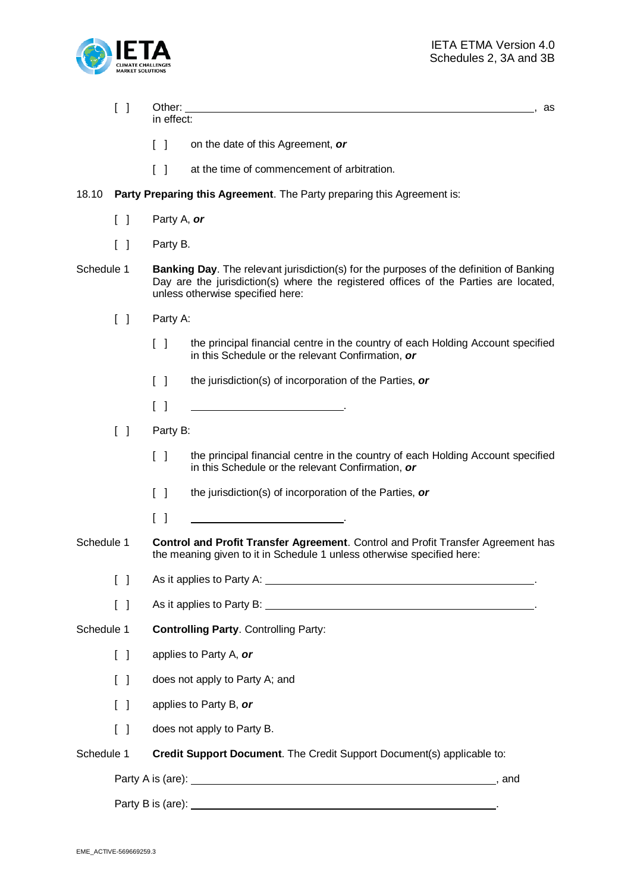[ ] Other: ______________________________________________, as in effect:

[ ] on the date of this Agreement, ***or***

[ ] at the time of commencement of arbitration.

18.10 **Party Preparing this Agreement**. The Party preparing this Agreement is:

[ ] Party A, ***or***

[ ] Party B.

Schedule 1 **Banking Day**. The relevant jurisdiction(s) for the purposes of the definition of Banking Day are the jurisdiction(s) where the registered offices of the Parties are located, unless otherwise specified here:

[ ] Party A:

[ ] the principal financial centre in the country of each Holding Account specified in this Schedule or the relevant Confirmation, ***or***

[ ] the jurisdiction(s) of incorporation of the Parties, ***or***

[ ] ____________________________.

[ ] Party B:

[ ] the principal financial centre in the country of each Holding Account specified in this Schedule or the relevant Confirmation, ***or***

[ ] the jurisdiction(s) of incorporation of the Parties, ***or***

[ ] ____________________________.

Schedule 1 **Control and Profit Transfer Agreement**. Control and Profit Transfer Agreement has the meaning given to it in Schedule 1 unless otherwise specified here:

[ ] As it applies to Party A: ______________________________________________.

[ ] As it applies to Party B: ______________________________________________.

Schedule 1 **Controlling Party**. Controlling Party:

[ ] applies to Party A, ***or***

[ ] does not apply to Party A; and

[ ] applies to Party B, ***or***

[ ] does not apply to Party B.

Schedule 1 **Credit Support Document**. The Credit Support Document(s) applicable to:

Party A is (are): ______________________________________________, and

Party B is (are): ______________________________________________.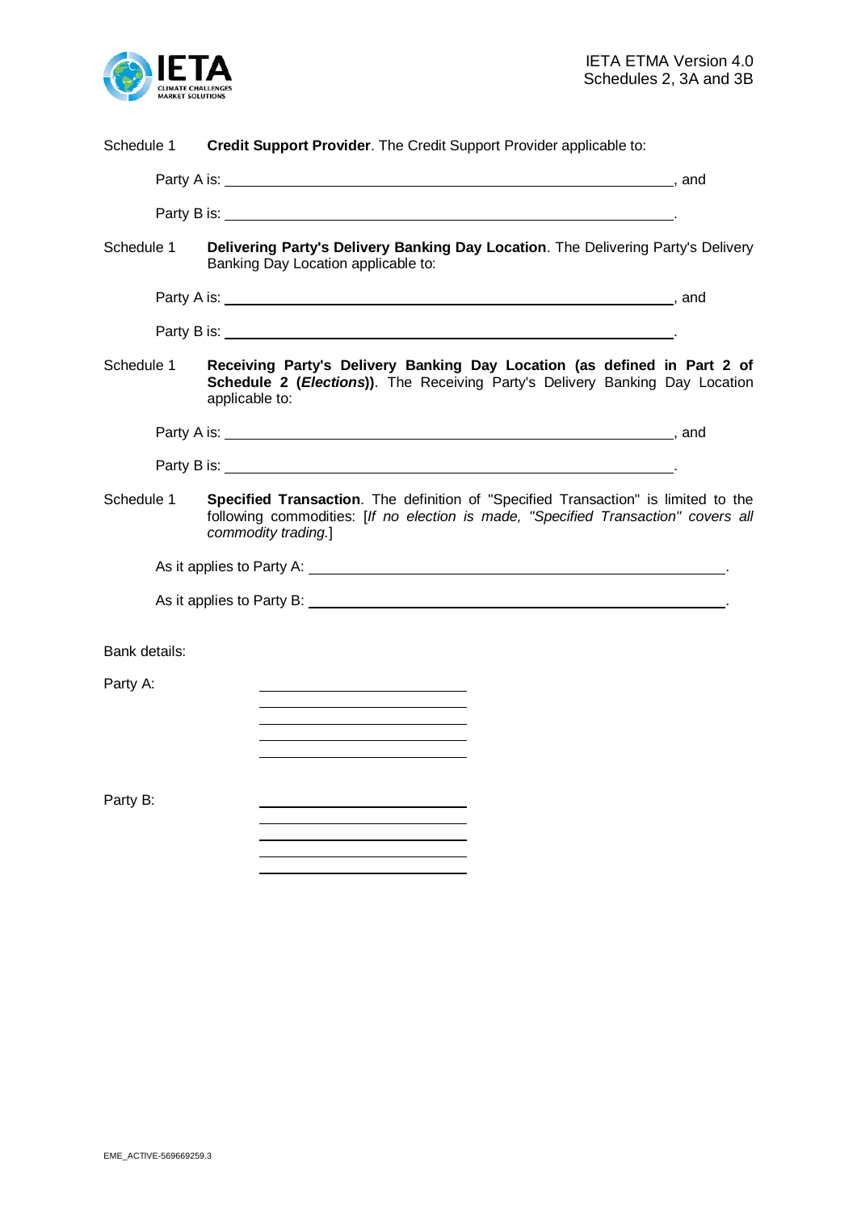Schedule 1 **Credit Support Provider**. The Credit Support Provider applicable to:

Party A is: ______________________________________________, and

Party B is: ______________________________________________.

Schedule 1 **Delivering Party's Delivery Banking Day Location**. The Delivering Party's Delivery Banking Day Location applicable to:

Party A is: ______________________________________________, and

Party B is: ______________________________________________.

Schedule 1 **Receiving Party's Delivery Banking Day Location (as defined in Part 2 of Schedule 2 (*Elections*))**. The Receiving Party's Delivery Banking Day Location applicable to:

Party A is: ______________________________________________, and

Party B is: ______________________________________________.

Schedule 1 **Specified Transaction**. The definition of "Specified Transaction" is limited to the following commodities: [*If no election is made, "Specified Transaction" covers all commodity trading.*]

As it applies to Party A: ______________________________________________.

As it applies to Party B: ______________________________________________.

Bank details:

Party A: ______________________
______________________
______________________
______________________
______________________

Party B: ______________________
______________________
______________________
______________________
______________________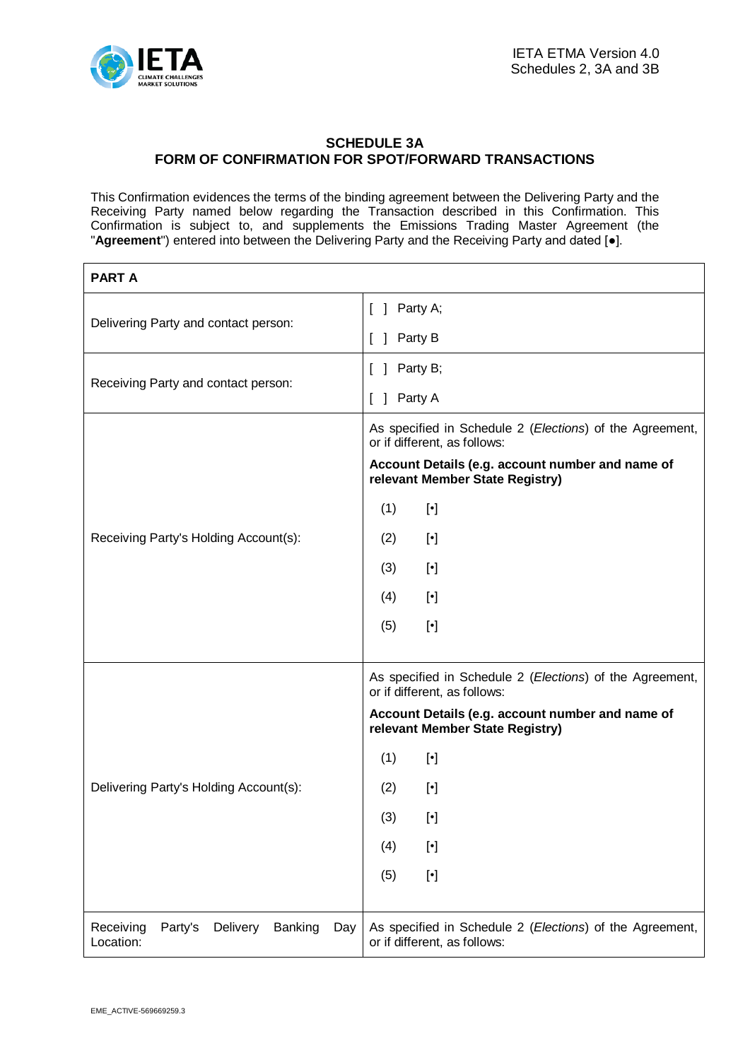## SCHEDULE 3A
## FORM OF CONFIRMATION FOR SPOT/FORWARD TRANSACTIONS

This Confirmation evidences the terms of the binding agreement between the Delivering Party and the Receiving Party named below regarding the Transaction described in this Confirmation. This Confirmation is subject to, and supplements the Emissions Trading Master Agreement (the "**Agreement**") entered into between the Delivering Party and the Receiving Party and dated [●].

| **PART A** | |
|---|---|
| Delivering Party and contact person: | [ ] Party A;<br><br>[ ] Party B |
| Receiving Party and contact person: | [ ] Party B;<br><br>[ ] Party A |
| Receiving Party's Holding Account(s): | As specified in Schedule 2 (*Elections*) of the Agreement, or if different, as follows:<br><br>**Account Details (e.g. account number and name of relevant Member State Registry)**<br><br>(1) [•]<br><br>(2) [•]<br><br>(3) [•]<br><br>(4) [•]<br><br>(5) [•] |
| Delivering Party's Holding Account(s): | As specified in Schedule 2 (*Elections*) of the Agreement, or if different, as follows:<br><br>**Account Details (e.g. account number and name of relevant Member State Registry)**<br><br>(1) [•]<br><br>(2) [•]<br><br>(3) [•]<br><br>(4) [•]<br><br>(5) [•] |
| Receiving Party's Delivery Banking Day Location: | As specified in Schedule 2 (*Elections*) of the Agreement, or if different, as follows: |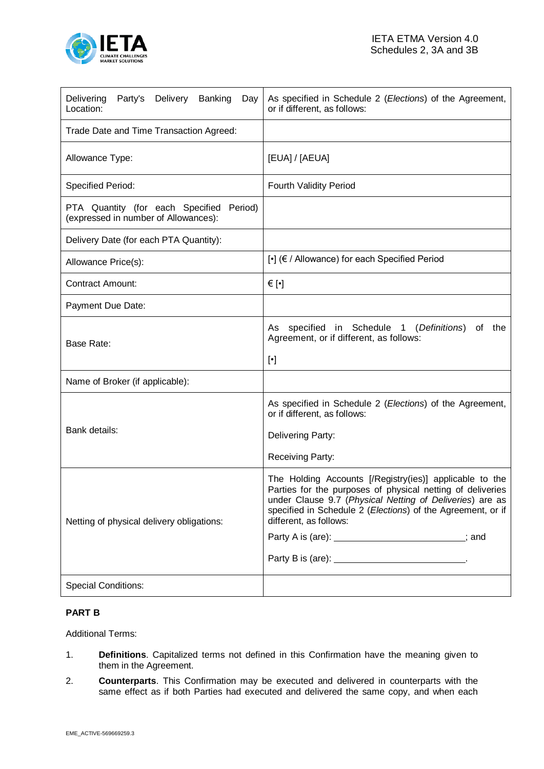| Delivering Party's Delivery Banking Day Location: | As specified in Schedule 2 (*Elections*) of the Agreement, or if different, as follows: |
|---|---|
| Trade Date and Time Transaction Agreed: | |
| Allowance Type: | [EUA] / [AEUA] |
| Specified Period: | Fourth Validity Period |
| PTA Quantity (for each Specified Period) (expressed in number of Allowances): | |
| Delivery Date (for each PTA Quantity): | |
| Allowance Price(s): | [•] (€ / Allowance) for each Specified Period |
| Contract Amount: | € [•] |
| Payment Due Date: | |
| Base Rate: | As specified in Schedule 1 (*Definitions*) of the Agreement, or if different, as follows:<br><br>[•] |
| Name of Broker (if applicable): | |
| Bank details: | As specified in Schedule 2 (*Elections*) of the Agreement, or if different, as follows:<br><br>Delivering Party:<br><br>Receiving Party: |
| Netting of physical delivery obligations: | The Holding Accounts [/Registry(ies)] applicable to the Parties for the purposes of physical netting of deliveries under Clause 9.7 (*Physical Netting of Deliveries*) are as specified in Schedule 2 (*Elections*) of the Agreement, or if different, as follows:<br><br>Party A is (are): ________________________; and<br><br>Party B is (are): ________________________. |
| Special Conditions: | |

**PART B**

Additional Terms:

1. **Definitions**. Capitalized terms not defined in this Confirmation have the meaning given to them in the Agreement.

2. **Counterparts**. This Confirmation may be executed and delivered in counterparts with the same effect as if both Parties had executed and delivered the same copy, and when each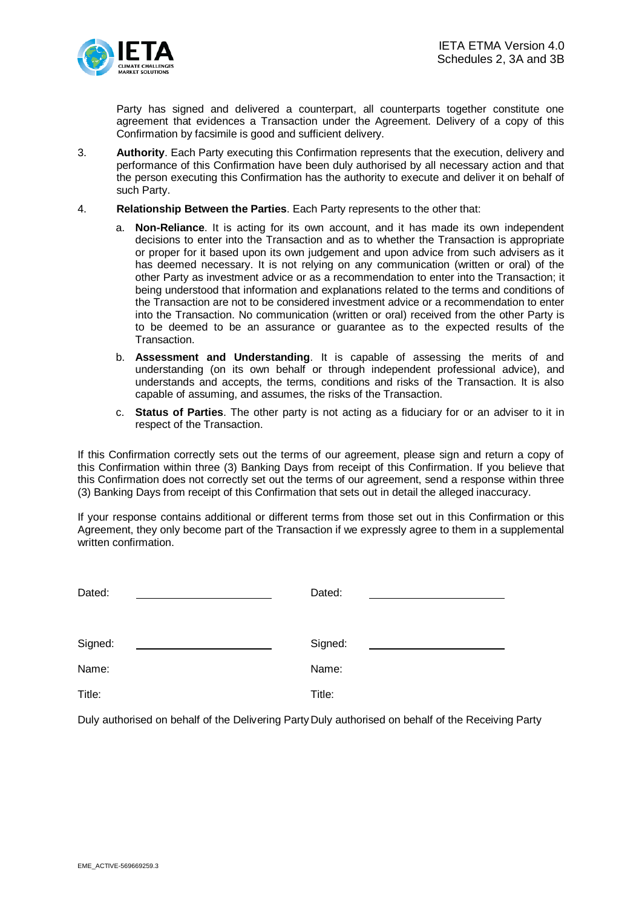Party has signed and delivered a counterpart, all counterparts together constitute one agreement that evidences a Transaction under the Agreement. Delivery of a copy of this Confirmation by facsimile is good and sufficient delivery.

3. **Authority**. Each Party executing this Confirmation represents that the execution, delivery and performance of this Confirmation have been duly authorised by all necessary action and that the person executing this Confirmation has the authority to execute and deliver it on behalf of such Party.

4. **Relationship Between the Parties**. Each Party represents to the other that:

   a. **Non-Reliance**. It is acting for its own account, and it has made its own independent decisions to enter into the Transaction and as to whether the Transaction is appropriate or proper for it based upon its own judgement and upon advice from such advisers as it has deemed necessary. It is not relying on any communication (written or oral) of the other Party as investment advice or as a recommendation to enter into the Transaction; it being understood that information and explanations related to the terms and conditions of the Transaction are not to be considered investment advice or a recommendation to enter into the Transaction. No communication (written or oral) received from the other Party is to be deemed to be an assurance or guarantee as to the expected results of the Transaction.

   b. **Assessment and Understanding**. It is capable of assessing the merits of and understanding (on its own behalf or through independent professional advice), and understands and accepts, the terms, conditions and risks of the Transaction. It is also capable of assuming, and assumes, the risks of the Transaction.

   c. **Status of Parties**. The other party is not acting as a fiduciary for or an adviser to it in respect of the Transaction.

If this Confirmation correctly sets out the terms of our agreement, please sign and return a copy of this Confirmation within three (3) Banking Days from receipt of this Confirmation. If you believe that this Confirmation does not correctly set out the terms of our agreement, send a response within three (3) Banking Days from receipt of this Confirmation that sets out in detail the alleged inaccuracy.

If your response contains additional or different terms from those set out in this Confirmation or this Agreement, they only become part of the Transaction if we expressly agree to them in a supplemental written confirmation.

| | |
|---|---|
| Dated: ____________________ | Dated: ____________________ |
| Signed: ____________________ | Signed: ____________________ |
| Name: | Name: |
| Title: | Title: |
| Duly authorised on behalf of the Delivering Party | Duly authorised on behalf of the Receiving Party |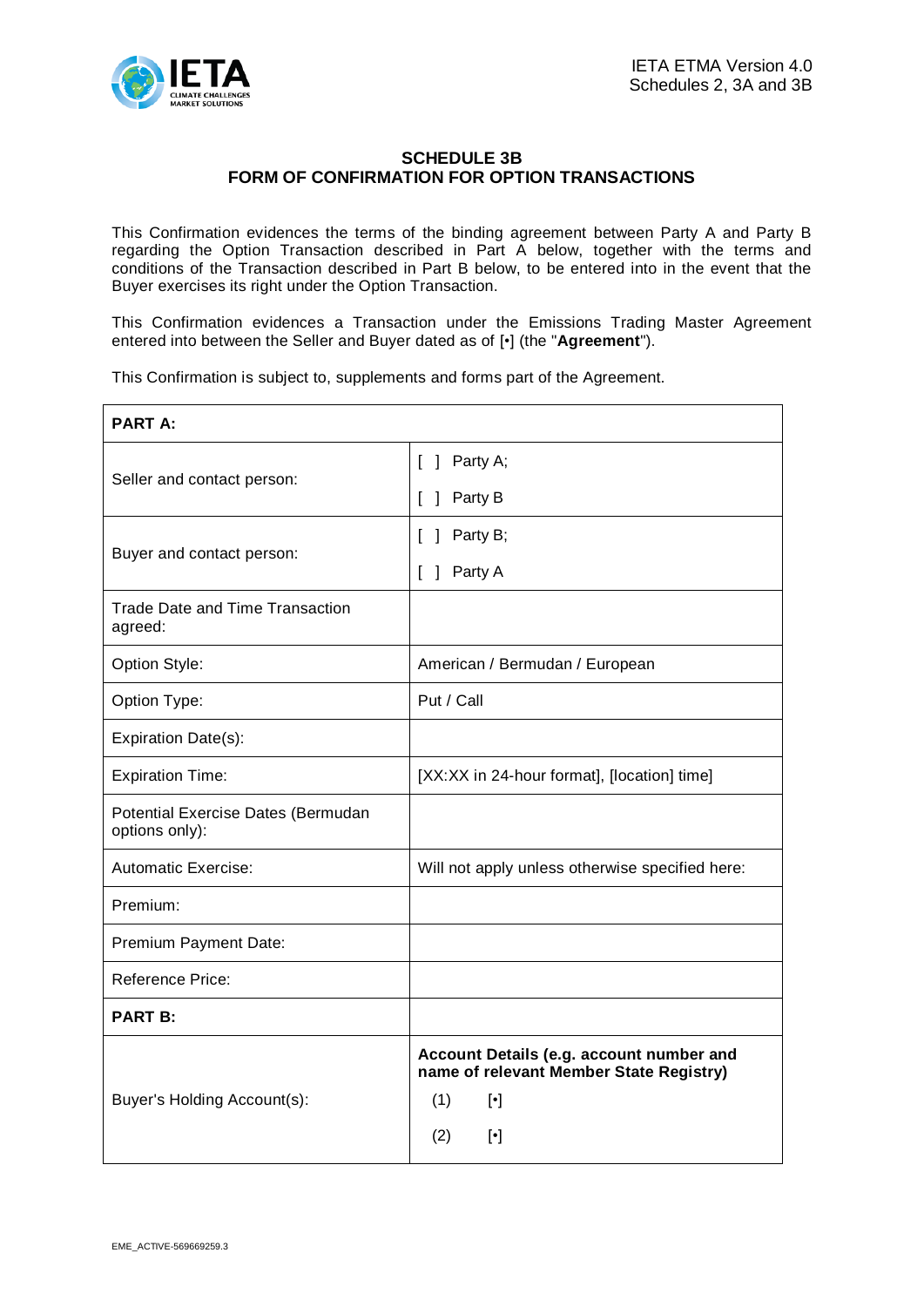## SCHEDULE 3B
## FORM OF CONFIRMATION FOR OPTION TRANSACTIONS

This Confirmation evidences the terms of the binding agreement between Party A and Party B regarding the Option Transaction described in Part A below, together with the terms and conditions of the Transaction described in Part B below, to be entered into in the event that the Buyer exercises its right under the Option Transaction.

This Confirmation evidences a Transaction under the Emissions Trading Master Agreement entered into between the Seller and Buyer dated as of [•] (the "**Agreement**").

This Confirmation is subject to, supplements and forms part of the Agreement.

| **PART A:** | |
|---|---|
| Seller and contact person: | [ ] Party A;<br>[ ] Party B |
| Buyer and contact person: | [ ] Party B;<br>[ ] Party A |
| Trade Date and Time Transaction agreed: | |
| Option Style: | American / Bermudan / European |
| Option Type: | Put / Call |
| Expiration Date(s): | |
| Expiration Time: | [XX:XX in 24-hour format], [location] time] |
| Potential Exercise Dates (Bermudan options only): | |
| Automatic Exercise: | Will not apply unless otherwise specified here: |
| Premium: | |
| Premium Payment Date: | |
| Reference Price: | |
| **PART B:** | |
| Buyer's Holding Account(s): | **Account Details (e.g. account number and name of relevant Member State Registry)**<br>(1) [•]<br>(2) [•] |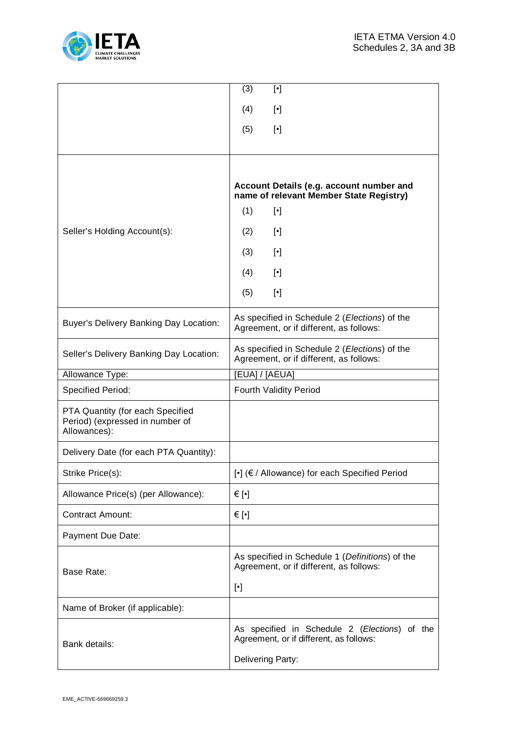| | |
|---|---|
| | (3) [•]<br><br>(4) [•]<br><br>(5) [•] |
| Seller's Holding Account(s): | **Account Details (e.g. account number and name of relevant Member State Registry)**<br><br>(1) [•]<br><br>(2) [•]<br><br>(3) [•]<br><br>(4) [•]<br><br>(5) [•] |
| Buyer's Delivery Banking Day Location: | As specified in Schedule 2 (*Elections*) of the Agreement, or if different, as follows: |
| Seller's Delivery Banking Day Location: | As specified in Schedule 2 (*Elections*) of the Agreement, or if different, as follows: |
| Allowance Type: | [EUA] / [AEUA] |
| Specified Period: | Fourth Validity Period |
| PTA Quantity (for each Specified Period) (expressed in number of Allowances): | |
| Delivery Date (for each PTA Quantity): | |
| Strike Price(s): | [•] (€ / Allowance) for each Specified Period |
| Allowance Price(s) (per Allowance): | € [•] |
| Contract Amount: | € [•] |
| Payment Due Date: | |
| Base Rate: | As specified in Schedule 1 (*Definitions*) of the Agreement, or if different, as follows:<br><br>[•] |
| Name of Broker (if applicable): | |
| Bank details: | As specified in Schedule 2 (*Elections*) of the Agreement, or if different, as follows:<br><br>Delivering Party: |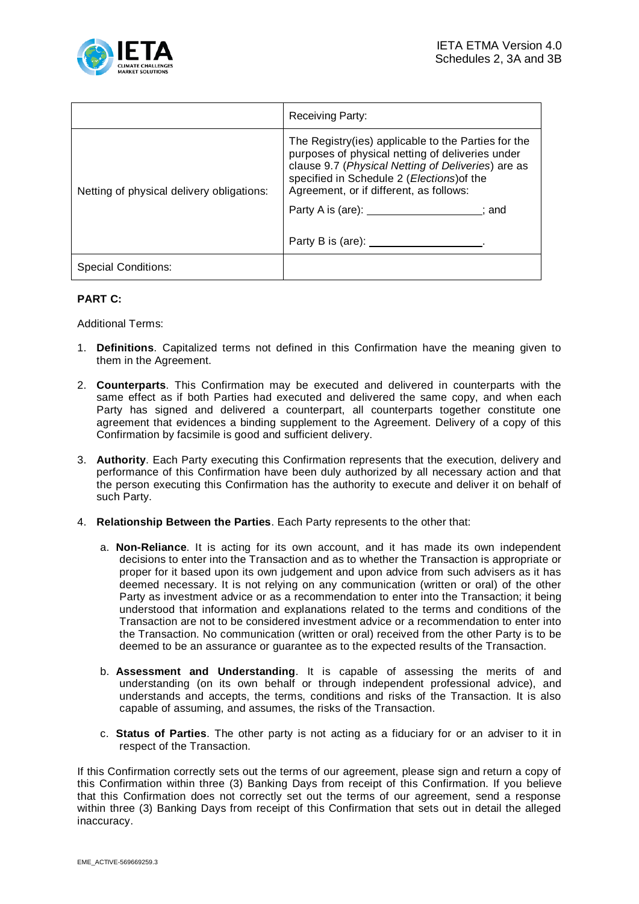| | |
|---|---|
| | Receiving Party: |
| Netting of physical delivery obligations: | The Registry(ies) applicable to the Parties for the purposes of physical netting of deliveries under clause 9.7 (*Physical Netting of Deliveries*) are as specified in Schedule 2 (*Elections*)of the Agreement, or if different, as follows:<br><br>Party A is (are): ____________________; and<br><br>Party B is (are): ____________________. |
| Special Conditions: | |

**PART C:**

Additional Terms:

1. **Definitions**. Capitalized terms not defined in this Confirmation have the meaning given to them in the Agreement.

2. **Counterparts**. This Confirmation may be executed and delivered in counterparts with the same effect as if both Parties had executed and delivered the same copy, and when each Party has signed and delivered a counterpart, all counterparts together constitute one agreement that evidences a binding supplement to the Agreement. Delivery of a copy of this Confirmation by facsimile is good and sufficient delivery.

3. **Authority**. Each Party executing this Confirmation represents that the execution, delivery and performance of this Confirmation have been duly authorized by all necessary action and that the person executing this Confirmation has the authority to execute and deliver it on behalf of such Party.

4. **Relationship Between the Parties**. Each Party represents to the other that:

   a. **Non-Reliance**. It is acting for its own account, and it has made its own independent decisions to enter into the Transaction and as to whether the Transaction is appropriate or proper for it based upon its own judgement and upon advice from such advisers as it has deemed necessary. It is not relying on any communication (written or oral) of the other Party as investment advice or as a recommendation to enter into the Transaction; it being understood that information and explanations related to the terms and conditions of the Transaction are not to be considered investment advice or a recommendation to enter into the Transaction. No communication (written or oral) received from the other Party is to be deemed to be an assurance or guarantee as to the expected results of the Transaction.

   b. **Assessment and Understanding**. It is capable of assessing the merits of and understanding (on its own behalf or through independent professional advice), and understands and accepts, the terms, conditions and risks of the Transaction. It is also capable of assuming, and assumes, the risks of the Transaction.

   c. **Status of Parties**. The other party is not acting as a fiduciary for or an adviser to it in respect of the Transaction.

If this Confirmation correctly sets out the terms of our agreement, please sign and return a copy of this Confirmation within three (3) Banking Days from receipt of this Confirmation. If you believe that this Confirmation does not correctly set out the terms of our agreement, send a response within three (3) Banking Days from receipt of this Confirmation that sets out in detail the alleged inaccuracy.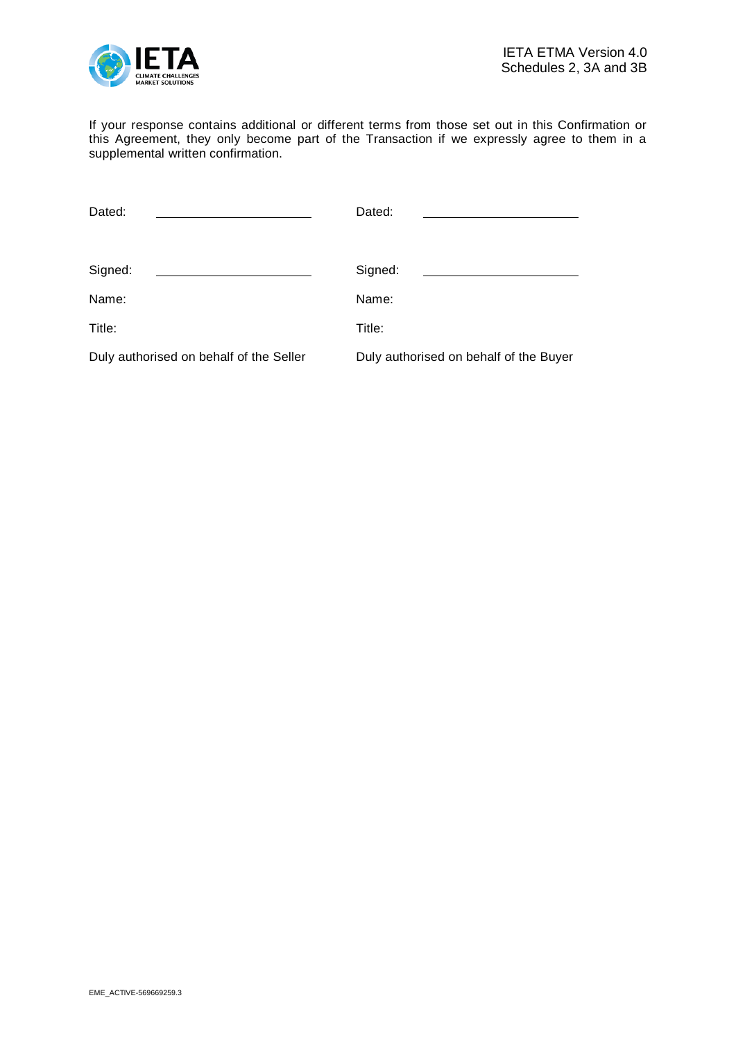If your response contains additional or different terms from those set out in this Confirmation or this Agreement, they only become part of the Transaction if we expressly agree to them in a supplemental written confirmation.

| | |
|---|---|
| Dated: \_\_\_\_\_\_\_\_\_\_\_\_\_\_\_\_\_\_\_\_ | Dated: \_\_\_\_\_\_\_\_\_\_\_\_\_\_\_\_\_\_\_\_ |
| Signed: \_\_\_\_\_\_\_\_\_\_\_\_\_\_\_\_\_\_\_\_ | Signed: \_\_\_\_\_\_\_\_\_\_\_\_\_\_\_\_\_\_\_\_ |
| Name: | Name: |
| Title: | Title: |
| Duly authorised on behalf of the Seller | Duly authorised on behalf of the Buyer |

EME_ACTIVE-569669259.3